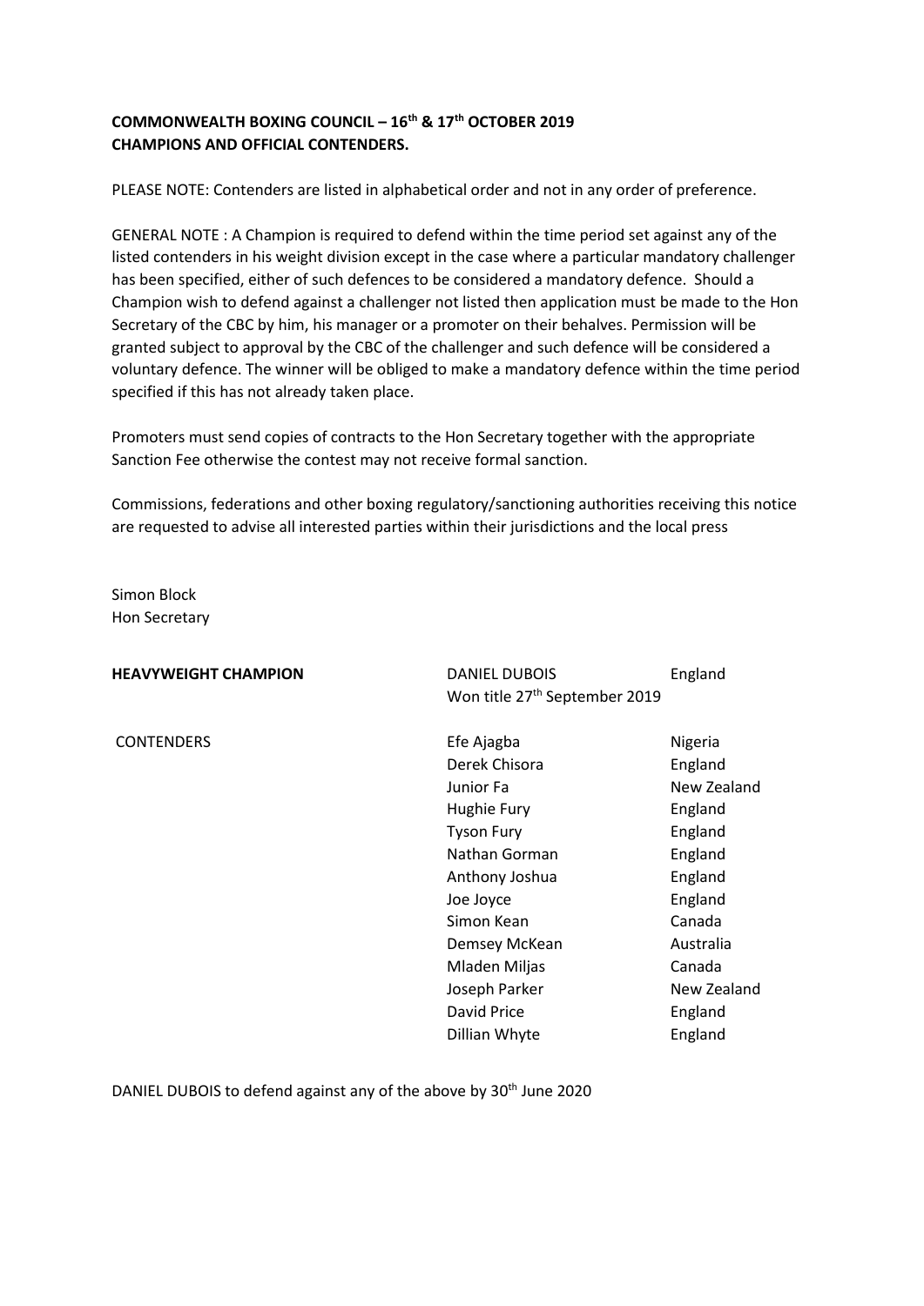**COMMONWEALTH BOXING COUNCIL – 16th & 17th OCTOBER 2019**
**CHAMPIONS AND OFFICIAL CONTENDERS.**

PLEASE NOTE: Contenders are listed in alphabetical order and not in any order of preference.

GENERAL NOTE : A Champion is required to defend within the time period set against any of the listed contenders in his weight division except in the case where a particular mandatory challenger has been specified, either of such defences to be considered a mandatory defence. Should a Champion wish to defend against a challenger not listed then application must be made to the Hon Secretary of the CBC by him, his manager or a promoter on their behalves. Permission will be granted subject to approval by the CBC of the challenger and such defence will be considered a voluntary defence. The winner will be obliged to make a mandatory defence within the time period specified if this has not already taken place.

Promoters must send copies of contracts to the Hon Secretary together with the appropriate Sanction Fee otherwise the contest may not receive formal sanction.

Commissions, federations and other boxing regulatory/sanctioning authorities receiving this notice are requested to advise all interested parties within their jurisdictions and the local press

Simon Block
Hon Secretary

| | | |
|---|---|---|
| **HEAVYWEIGHT CHAMPION** | DANIEL DUBOIS<br>Won title 27th September 2019 | England |
| CONTENDERS | Efe Ajagba | Nigeria |
| | Derek Chisora | England |
| | Junior Fa | New Zealand |
| | Hughie Fury | England |
| | Tyson Fury | England |
| | Nathan Gorman | England |
| | Anthony Joshua | England |
| | Joe Joyce | England |
| | Simon Kean | Canada |
| | Demsey McKean | Australia |
| | Mladen Miljas | Canada |
| | Joseph Parker | New Zealand |
| | David Price | England |
| | Dillian Whyte | England |

DANIEL DUBOIS to defend against any of the above by 30th June 2020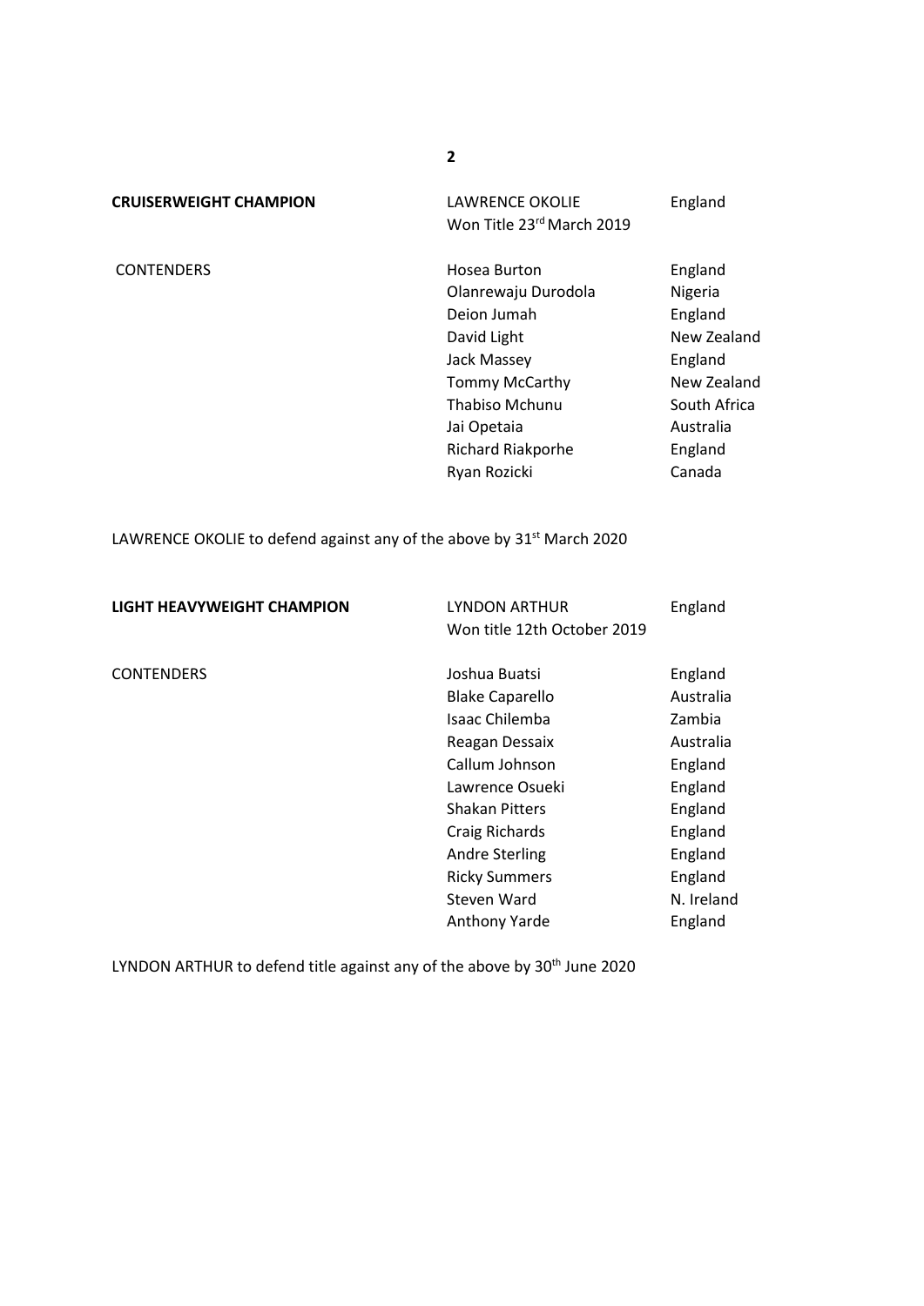| **CRUISERWEIGHT CHAMPION** | LAWRENCE OKOLIE<br>Won Title 23rd March 2019 | England |
|---|---|---|
| CONTENDERS | Hosea Burton | England |
| | Olanrewaju Durodola | Nigeria |
| | Deion Jumah | England |
| | David Light | New Zealand |
| | Jack Massey | England |
| | Tommy McCarthy | New Zealand |
| | Thabiso Mchunu | South Africa |
| | Jai Opetaia | Australia |
| | Richard Riakporhe | England |
| | Ryan Rozicki | Canada |

LAWRENCE OKOLIE to defend against any of the above by 31st March 2020

| **LIGHT HEAVYWEIGHT CHAMPION** | LYNDON ARTHUR<br>Won title 12th October 2019 | England |
|---|---|---|
| CONTENDERS | Joshua Buatsi | England |
| | Blake Caparello | Australia |
| | Isaac Chilemba | Zambia |
| | Reagan Dessaix | Australia |
| | Callum Johnson | England |
| | Lawrence Osueki | England |
| | Shakan Pitters | England |
| | Craig Richards | England |
| | Andre Sterling | England |
| | Ricky Summers | England |
| | Steven Ward | N. Ireland |
| | Anthony Yarde | England |

LYNDON ARTHUR to defend title against any of the above by 30th June 2020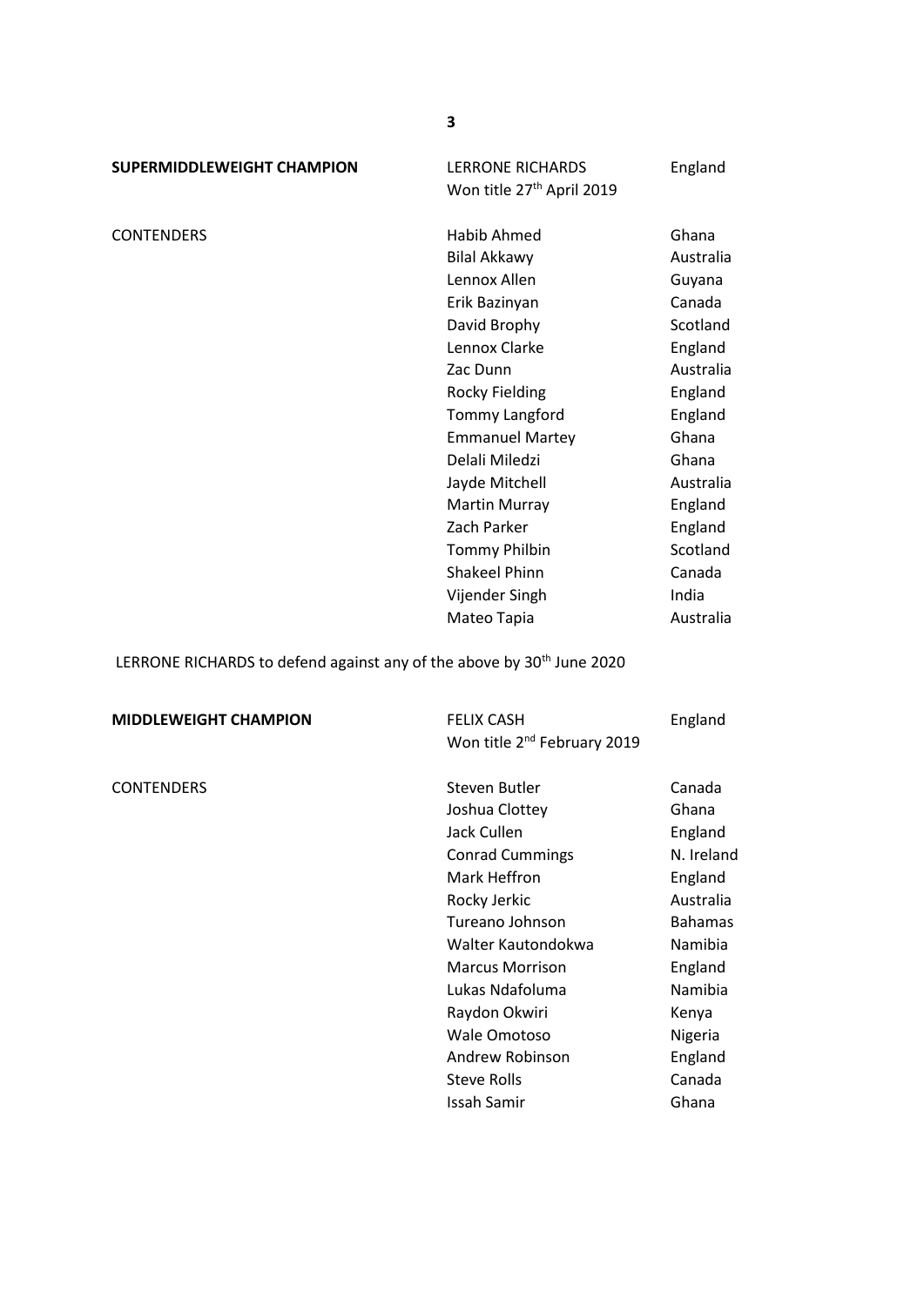| | | |
|---|---|---|
| **SUPERMIDDLEWEIGHT CHAMPION** | LERRONE RICHARDS<br>Won title 27th April 2019 | England |
| CONTENDERS | Habib Ahmed | Ghana |
| | Bilal Akkawy | Australia |
| | Lennox Allen | Guyana |
| | Erik Bazinyan | Canada |
| | David Brophy | Scotland |
| | Lennox Clarke | England |
| | Zac Dunn | Australia |
| | Rocky Fielding | England |
| | Tommy Langford | England |
| | Emmanuel Martey | Ghana |
| | Delali Miledzi | Ghana |
| | Jayde Mitchell | Australia |
| | Martin Murray | England |
| | Zach Parker | England |
| | Tommy Philbin | Scotland |
| | Shakeel Phinn | Canada |
| | Vijender Singh | India |
| | Mateo Tapia | Australia |

LERRONE RICHARDS to defend against any of the above by 30th June 2020

| | | |
|---|---|---|
| **MIDDLEWEIGHT CHAMPION** | FELIX CASH<br>Won title 2nd February 2019 | England |
| CONTENDERS | Steven Butler | Canada |
| | Joshua Clottey | Ghana |
| | Jack Cullen | England |
| | Conrad Cummings | N. Ireland |
| | Mark Heffron | England |
| | Rocky Jerkic | Australia |
| | Tureano Johnson | Bahamas |
| | Walter Kautondokwa | Namibia |
| | Marcus Morrison | England |
| | Lukas Ndafoluma | Namibia |
| | Raydon Okwiri | Kenya |
| | Wale Omotoso | Nigeria |
| | Andrew Robinson | England |
| | Steve Rolls | Canada |
| | Issah Samir | Ghana |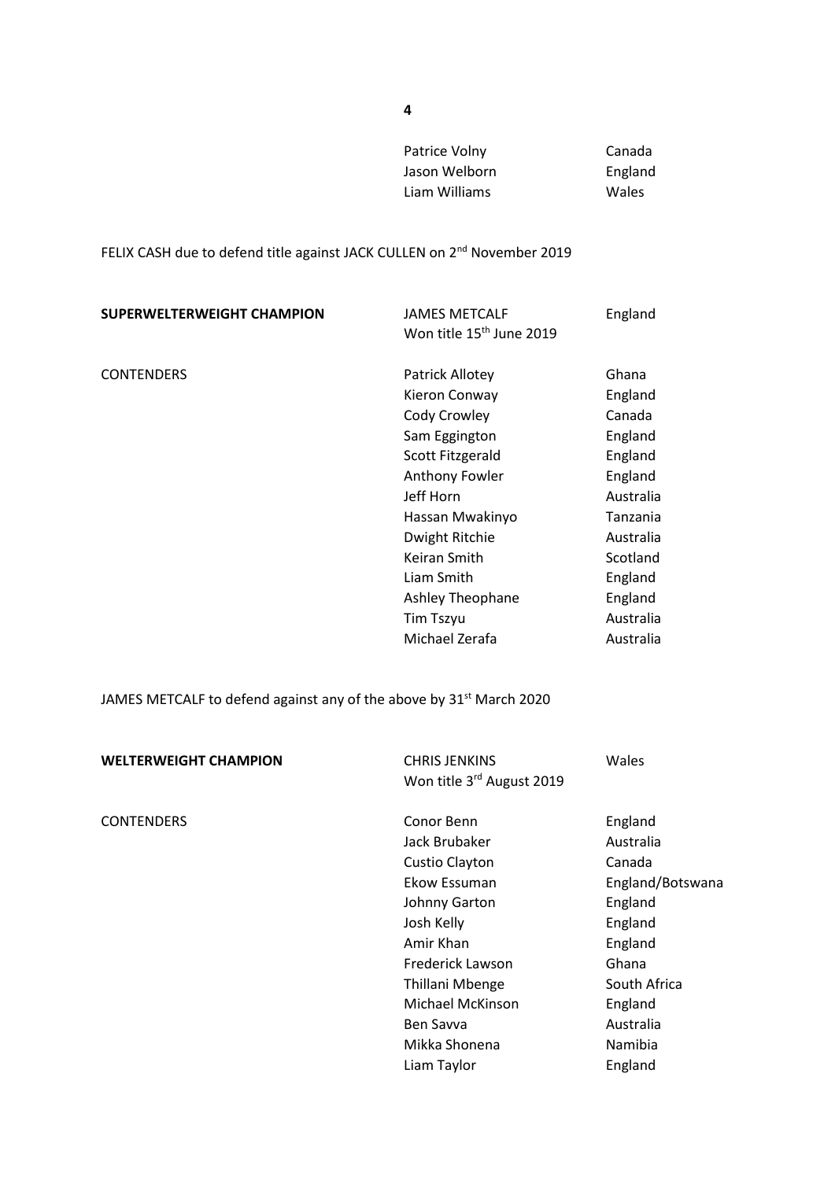| | | |
|---|---|---|
| | Patrice Volny | Canada |
| | Jason Welborn | England |
| | Liam Williams | Wales |

FELIX CASH due to defend title against JACK CULLEN on 2nd November 2019

| | | |
|---|---|---|
| **SUPERWELTERWEIGHT CHAMPION** | JAMES METCALF<br>Won title 15th June 2019 | England |
| CONTENDERS | Patrick Allotey | Ghana |
| | Kieron Conway | England |
| | Cody Crowley | Canada |
| | Sam Eggington | England |
| | Scott Fitzgerald | England |
| | Anthony Fowler | England |
| | Jeff Horn | Australia |
| | Hassan Mwakinyo | Tanzania |
| | Dwight Ritchie | Australia |
| | Keiran Smith | Scotland |
| | Liam Smith | England |
| | Ashley Theophane | England |
| | Tim Tszyu | Australia |
| | Michael Zerafa | Australia |

JAMES METCALF to defend against any of the above by 31st March 2020

| | | |
|---|---|---|
| **WELTERWEIGHT CHAMPION** | CHRIS JENKINS<br>Won title 3rd August 2019 | Wales |
| CONTENDERS | Conor Benn | England |
| | Jack Brubaker | Australia |
| | Custio Clayton | Canada |
| | Ekow Essuman | England/Botswana |
| | Johnny Garton | England |
| | Josh Kelly | England |
| | Amir Khan | England |
| | Frederick Lawson | Ghana |
| | Thillani Mbenge | South Africa |
| | Michael McKinson | England |
| | Ben Savva | Australia |
| | Mikka Shonena | Namibia |
| | Liam Taylor | England |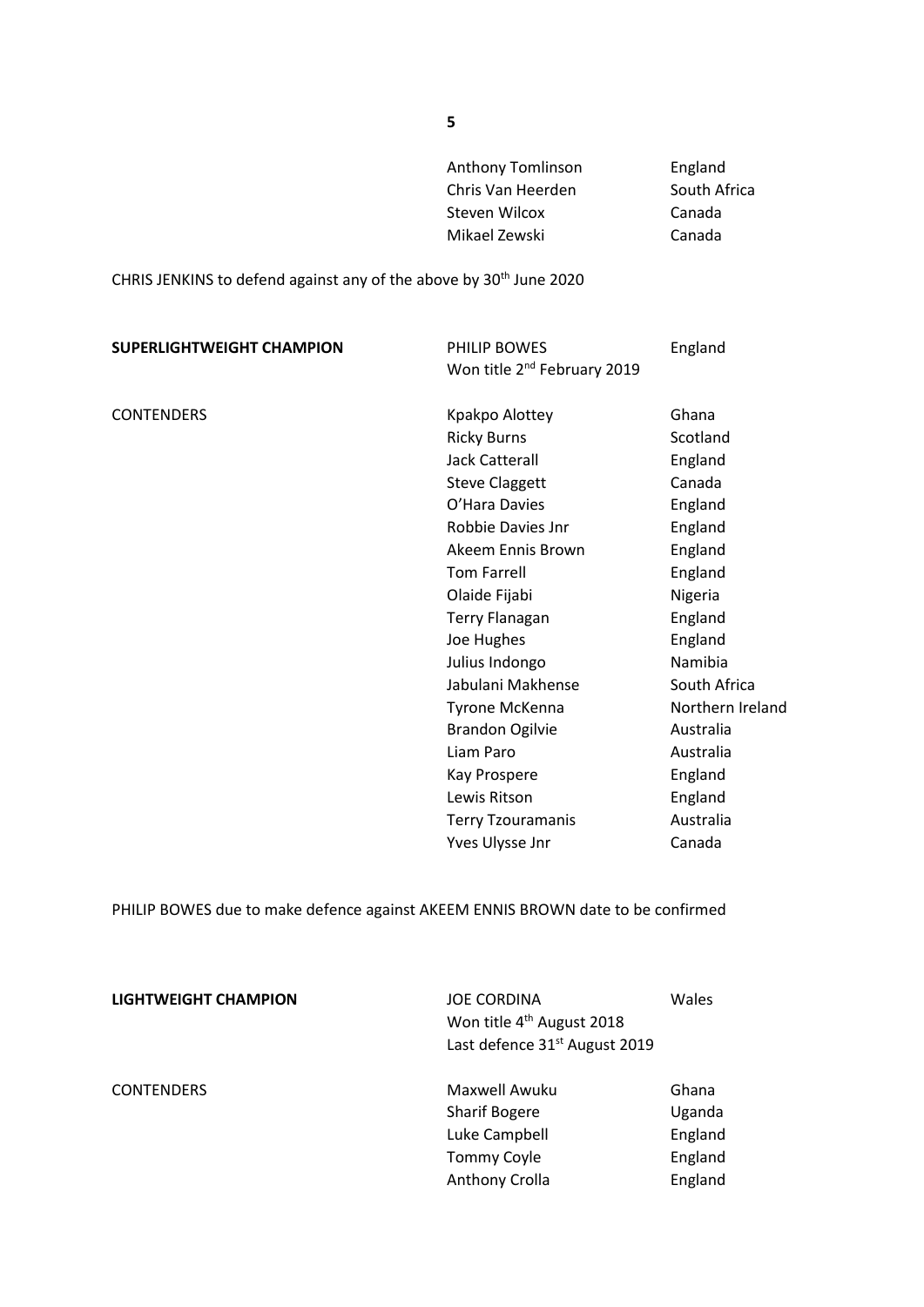| | | |
|---|---|---|
| | Anthony Tomlinson | England |
| | Chris Van Heerden | South Africa |
| | Steven Wilcox | Canada |
| | Mikael Zewski | Canada |

CHRIS JENKINS to defend against any of the above by 30th June 2020

| | | |
|---|---|---|
| **SUPERLIGHTWEIGHT CHAMPION** | PHILIP BOWES<br>Won title 2nd February 2019 | England |
| CONTENDERS | Kpakpo Alottey | Ghana |
| | Ricky Burns | Scotland |
| | Jack Catterall | England |
| | Steve Claggett | Canada |
| | O'Hara Davies | England |
| | Robbie Davies Jnr | England |
| | Akeem Ennis Brown | England |
| | Tom Farrell | England |
| | Olaide Fijabi | Nigeria |
| | Terry Flanagan | England |
| | Joe Hughes | England |
| | Julius Indongo | Namibia |
| | Jabulani Makhense | South Africa |
| | Tyrone McKenna | Northern Ireland |
| | Brandon Ogilvie | Australia |
| | Liam Paro | Australia |
| | Kay Prospere | England |
| | Lewis Ritson | England |
| | Terry Tzouramanis | Australia |
| | Yves Ulysse Jnr | Canada |

PHILIP BOWES due to make defence against AKEEM ENNIS BROWN date to be confirmed

| | | |
|---|---|---|
| **LIGHTWEIGHT CHAMPION** | JOE CORDINA<br>Won title 4th August 2018<br>Last defence 31st August 2019 | Wales |
| CONTENDERS | Maxwell Awuku | Ghana |
| | Sharif Bogere | Uganda |
| | Luke Campbell | England |
| | Tommy Coyle | England |
| | Anthony Crolla | England |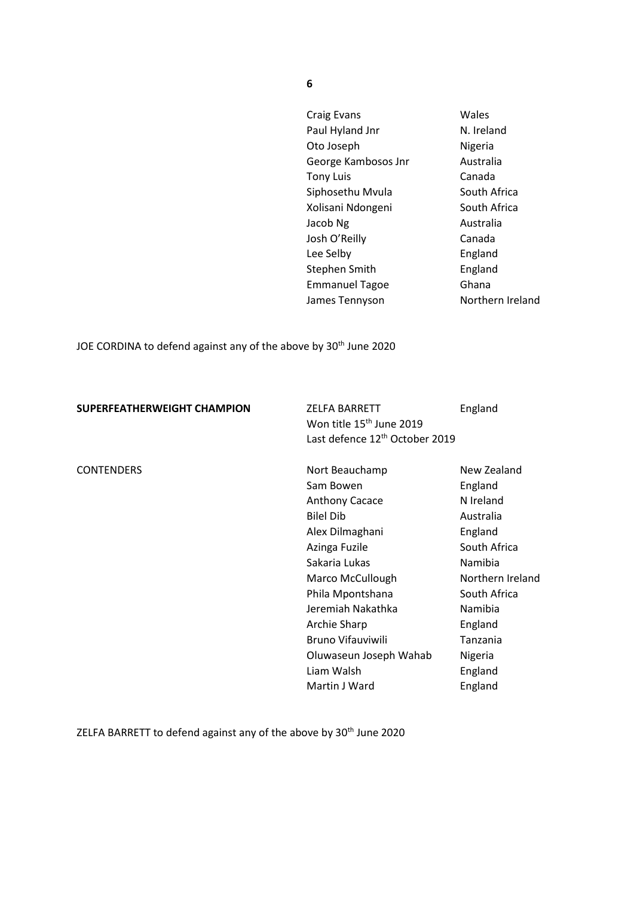| | | |
|---|---|---|
| | Craig Evans | Wales |
| | Paul Hyland Jnr | N. Ireland |
| | Oto Joseph | Nigeria |
| | George Kambosos Jnr | Australia |
| | Tony Luis | Canada |
| | Siphosethu Mvula | South Africa |
| | Xolisani Ndongeni | South Africa |
| | Jacob Ng | Australia |
| | Josh O'Reilly | Canada |
| | Lee Selby | England |
| | Stephen Smith | England |
| | Emmanuel Tagoe | Ghana |
| | James Tennyson | Northern Ireland |

JOE CORDINA to defend against any of the above by 30th June 2020

| | | |
|---|---|---|
| **SUPERFEATHERWEIGHT CHAMPION** | ZELFA BARRETT<br>Won title 15th June 2019<br>Last defence 12th October 2019 | England |
| CONTENDERS | Nort Beauchamp | New Zealand |
| | Sam Bowen | England |
| | Anthony Cacace | N Ireland |
| | Bilel Dib | Australia |
| | Alex Dilmaghani | England |
| | Azinga Fuzile | South Africa |
| | Sakaria Lukas | Namibia |
| | Marco McCullough | Northern Ireland |
| | Phila Mpontshana | South Africa |
| | Jeremiah Nakathka | Namibia |
| | Archie Sharp | England |
| | Bruno Vifauviwili | Tanzania |
| | Oluwaseun Joseph Wahab | Nigeria |
| | Liam Walsh | England |
| | Martin J Ward | England |

ZELFA BARRETT to defend against any of the above by 30th June 2020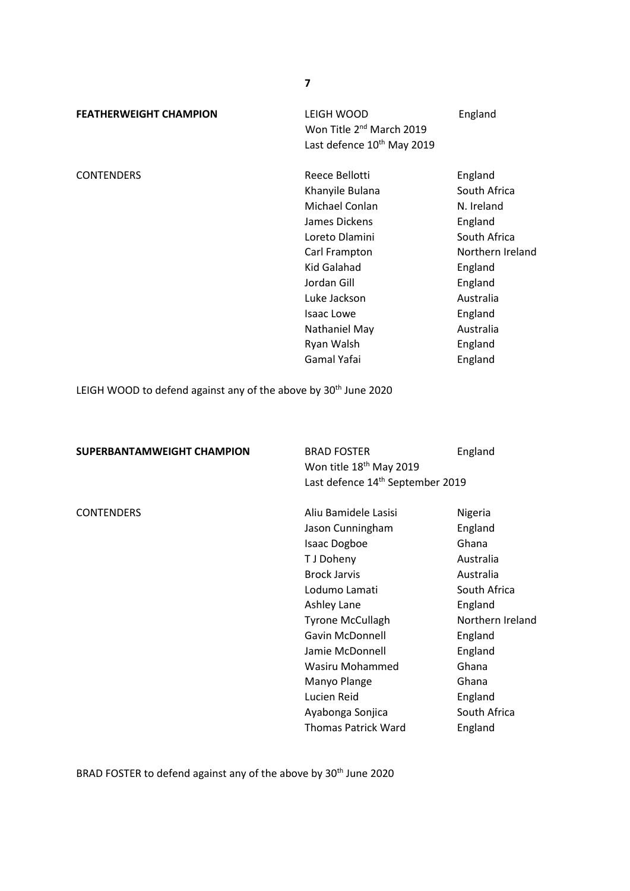**FEATHERWEIGHT CHAMPION** LEIGH WOOD England
Won Title 2nd March 2019
Last defence 10th May 2019

| CONTENDERS | | |
| --- | --- | --- |
| | Reece Bellotti | England |
| | Khanyile Bulana | South Africa |
| | Michael Conlan | N. Ireland |
| | James Dickens | England |
| | Loreto Dlamini | South Africa |
| | Carl Frampton | Northern Ireland |
| | Kid Galahad | England |
| | Jordan Gill | England |
| | Luke Jackson | Australia |
| | Isaac Lowe | England |
| | Nathaniel May | Australia |
| | Ryan Walsh | England |
| | Gamal Yafai | England |

LEIGH WOOD to defend against any of the above by 30th June 2020

**SUPERBANTAMWEIGHT CHAMPION** BRAD FOSTER England
Won title 18th May 2019
Last defence 14th September 2019

| CONTENDERS | | |
| --- | --- | --- |
| | Aliu Bamidele Lasisi | Nigeria |
| | Jason Cunningham | England |
| | Isaac Dogboe | Ghana |
| | T J Doheny | Australia |
| | Brock Jarvis | Australia |
| | Lodumo Lamati | South Africa |
| | Ashley Lane | England |
| | Tyrone McCullagh | Northern Ireland |
| | Gavin McDonnell | England |
| | Jamie McDonnell | England |
| | Wasiru Mohammed | Ghana |
| | Manyo Plange | Ghana |
| | Lucien Reid | England |
| | Ayabonga Sonjica | South Africa |
| | Thomas Patrick Ward | England |

BRAD FOSTER to defend against any of the above by 30th June 2020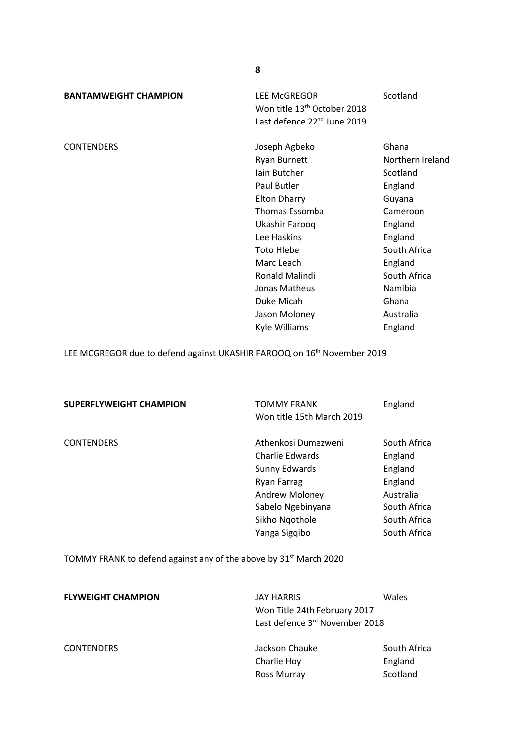**BANTAMWEIGHT CHAMPION** LEE McGREGOR — Scotland
Won title 13th October 2018
Last defence 22nd June 2019

CONTENDERS

| Name | Country |
| --- | --- |
| Joseph Agbeko | Ghana |
| Ryan Burnett | Northern Ireland |
| Iain Butcher | Scotland |
| Paul Butler | England |
| Elton Dharry | Guyana |
| Thomas Essomba | Cameroon |
| Ukashir Farooq | England |
| Lee Haskins | England |
| Toto Hlebe | South Africa |
| Marc Leach | England |
| Ronald Malindi | South Africa |
| Jonas Matheus | Namibia |
| Duke Micah | Ghana |
| Jason Moloney | Australia |
| Kyle Williams | England |

LEE MCGREGOR due to defend against UKASHIR FAROOQ on 16th November 2019

**SUPERFLYWEIGHT CHAMPION** TOMMY FRANK — England
Won title 15th March 2019

CONTENDERS

| Name | Country |
| --- | --- |
| Athenkosi Dumezweni | South Africa |
| Charlie Edwards | England |
| Sunny Edwards | England |
| Ryan Farrag | England |
| Andrew Moloney | Australia |
| Sabelo Ngebinyana | South Africa |
| Sikho Nqothole | South Africa |
| Yanga Sigqibo | South Africa |

TOMMY FRANK to defend against any of the above by 31st March 2020

**FLYWEIGHT CHAMPION** JAY HARRIS — Wales
Won Title 24th February 2017
Last defence 3rd November 2018

CONTENDERS

| Name | Country |
| --- | --- |
| Jackson Chauke | South Africa |
| Charlie Hoy | England |
| Ross Murray | Scotland |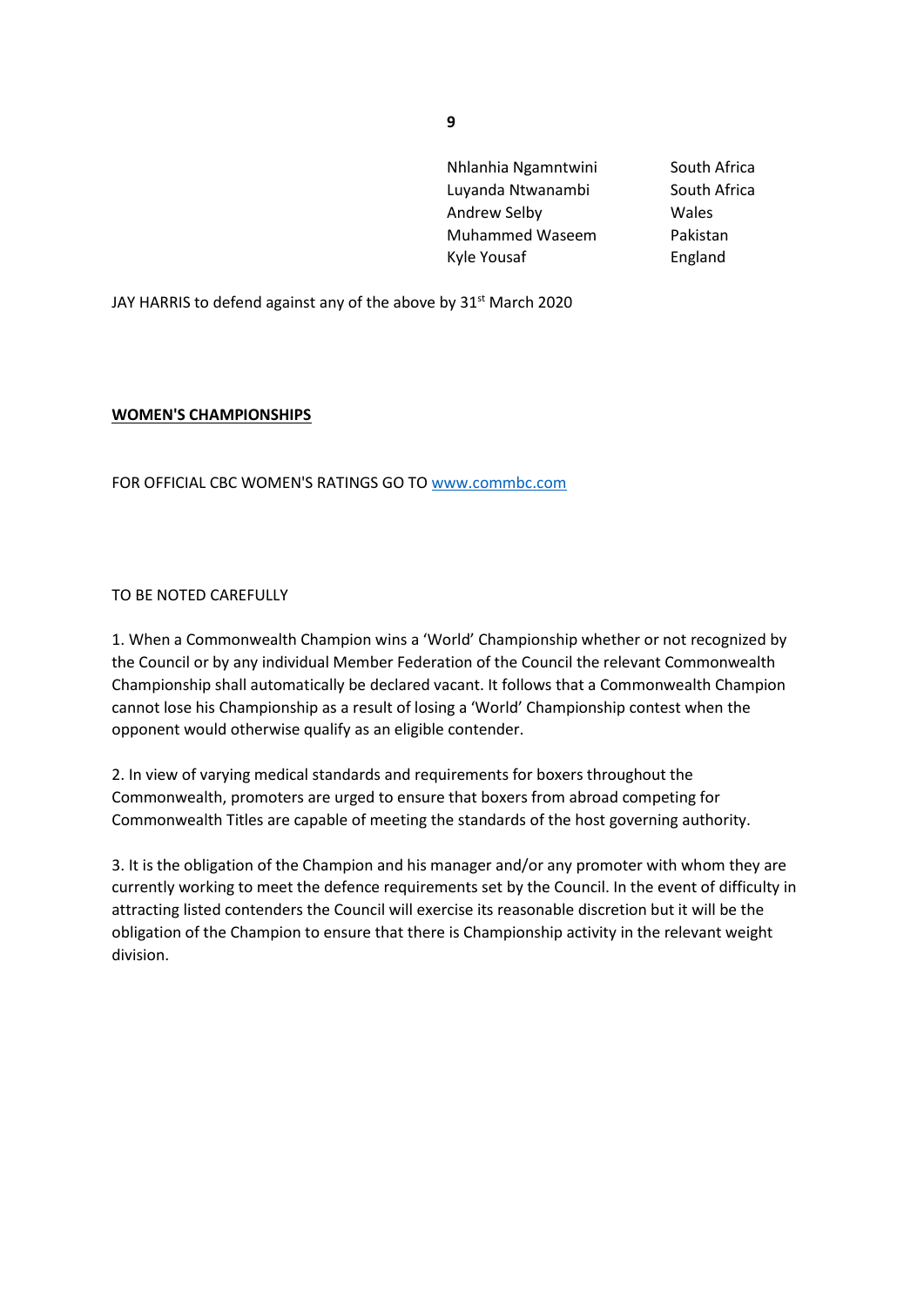| | |
|---|---|
| Nhlanhia Ngamntwini | South Africa |
| Luyanda Ntwanambi | South Africa |
| Andrew Selby | Wales |
| Muhammed Waseem | Pakistan |
| Kyle Yousaf | England |

JAY HARRIS to defend against any of the above by 31st March 2020

**WOMEN'S CHAMPIONSHIPS**

FOR OFFICIAL CBC WOMEN'S RATINGS GO TO [www.commbc.com](http://www.commbc.com)

TO BE NOTED CAREFULLY

1. When a Commonwealth Champion wins a 'World' Championship whether or not recognized by the Council or by any individual Member Federation of the Council the relevant Commonwealth Championship shall automatically be declared vacant. It follows that a Commonwealth Champion cannot lose his Championship as a result of losing a 'World' Championship contest when the opponent would otherwise qualify as an eligible contender.

2. In view of varying medical standards and requirements for boxers throughout the Commonwealth, promoters are urged to ensure that boxers from abroad competing for Commonwealth Titles are capable of meeting the standards of the host governing authority.

3. It is the obligation of the Champion and his manager and/or any promoter with whom they are currently working to meet the defence requirements set by the Council. In the event of difficulty in attracting listed contenders the Council will exercise its reasonable discretion but it will be the obligation of the Champion to ensure that there is Championship activity in the relevant weight division.